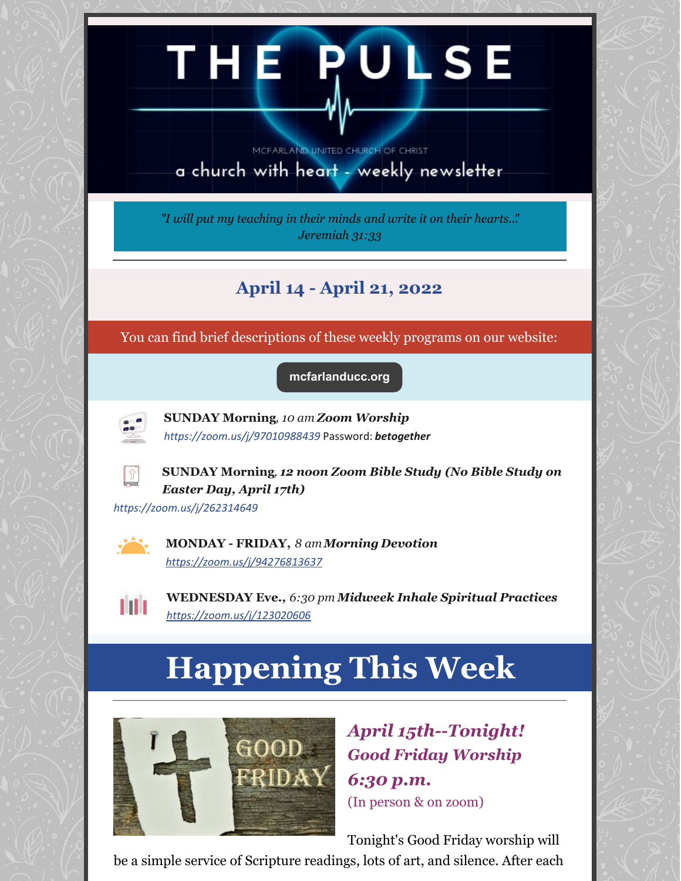# THE PULSE

MCFARLAND UNITED CHURCH OF CHRIST

a church with heart - weekly newsletter

*"I will put my teaching in their minds and write it on their hearts..."*
*Jeremiah 31:33*

---

## April 14 - April 21, 2022

You can find brief descriptions of these weekly programs on our website:

mcfarlanducc.org

**SUNDAY Morning**, *10 am* ***Zoom Worship***
*https://zoom.us/j/97010988439* Password: ***betogether***

**SUNDAY Morning**, ***12 noon Zoom Bible Study (No Bible Study on Easter Day, April 17th)***
*https://zoom.us/j/262314649*

**MONDAY - FRIDAY,** *8 am* ***Morning Devotion***
*https://zoom.us/j/94276813637*

**WEDNESDAY Eve.,** *6:30 pm* ***Midweek Inhale Spiritual Practices***
*https://zoom.us/j/123020606*

# Happening This Week

---

### *April 15th--Tonight! Good Friday Worship 6:30 p.m.*

(In person & on zoom)

Tonight's Good Friday worship will be a simple service of Scripture readings, lots of art, and silence. After each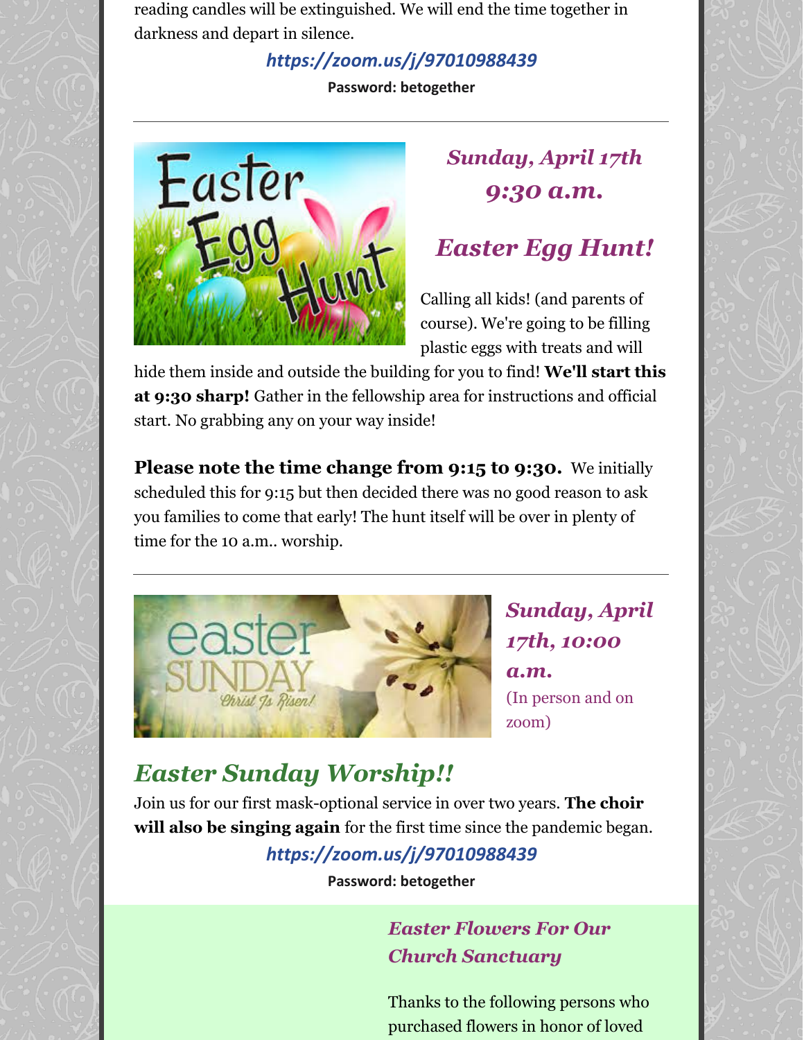reading candles will be extinguished. We will end the time together in darkness and depart in silence.

***https://zoom.us/j/97010988439***

**Password: betogether**

---

### *Sunday, April 17th 9:30 a.m.*

## *Easter Egg Hunt!*

Calling all kids! (and parents of course). We're going to be filling plastic eggs with treats and will hide them inside and outside the building for you to find! **We'll start this at 9:30 sharp!** Gather in the fellowship area for instructions and official start. No grabbing any on your way inside!

**Please note the time change from 9:15 to 9:30.** We initially scheduled this for 9:15 but then decided there was no good reason to ask you families to come that early! The hunt itself will be over in plenty of time for the 10 a.m.. worship.

---

### *Sunday, April 17th, 10:00 a.m.*

(In person and on zoom)

## *Easter Sunday Worship!!*

Join us for our first mask-optional service in over two years. **The choir will also be singing again** for the first time since the pandemic began.

***https://zoom.us/j/97010988439***

**Password: betogether**

### *Easter Flowers For Our Church Sanctuary*

Thanks to the following persons who purchased flowers in honor of loved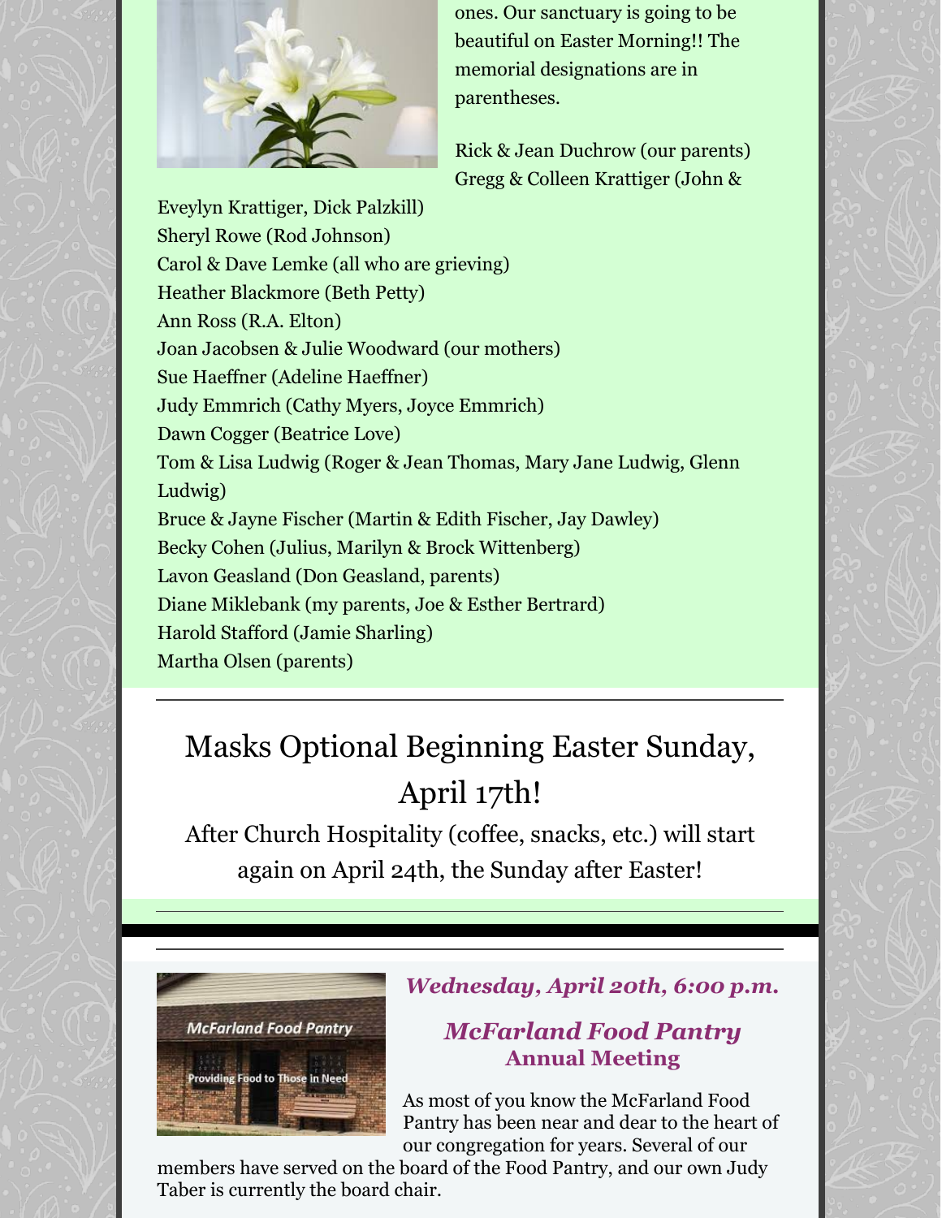ones. Our sanctuary is going to be beautiful on Easter Morning!! The memorial designations are in parentheses.

Rick & Jean Duchrow (our parents)
Gregg & Colleen Krattiger (John & Eveylyn Krattiger, Dick Palzkill)
Sheryl Rowe (Rod Johnson)
Carol & Dave Lemke (all who are grieving)
Heather Blackmore (Beth Petty)
Ann Ross (R.A. Elton)
Joan Jacobsen & Julie Woodward (our mothers)
Sue Haeffner (Adeline Haeffner)
Judy Emmrich (Cathy Myers, Joyce Emmrich)
Dawn Cogger (Beatrice Love)
Tom & Lisa Ludwig (Roger & Jean Thomas, Mary Jane Ludwig, Glenn Ludwig)
Bruce & Jayne Fischer (Martin & Edith Fischer, Jay Dawley)
Becky Cohen (Julius, Marilyn & Brock Wittenberg)
Lavon Geasland (Don Geasland, parents)
Diane Miklebank (my parents, Joe & Esther Bertrard)
Harold Stafford (Jamie Sharling)
Martha Olsen (parents)

---

## Masks Optional Beginning Easter Sunday, April 17th!

After Church Hospitality (coffee, snacks, etc.) will start again on April 24th, the Sunday after Easter!

---

### *Wednesday, April 20th, 6:00 p.m.*

### *McFarland Food Pantry*
**Annual Meeting**

As most of you know the McFarland Food Pantry has been near and dear to the heart of our congregation for years. Several of our members have served on the board of the Food Pantry, and our own Judy Taber is currently the board chair.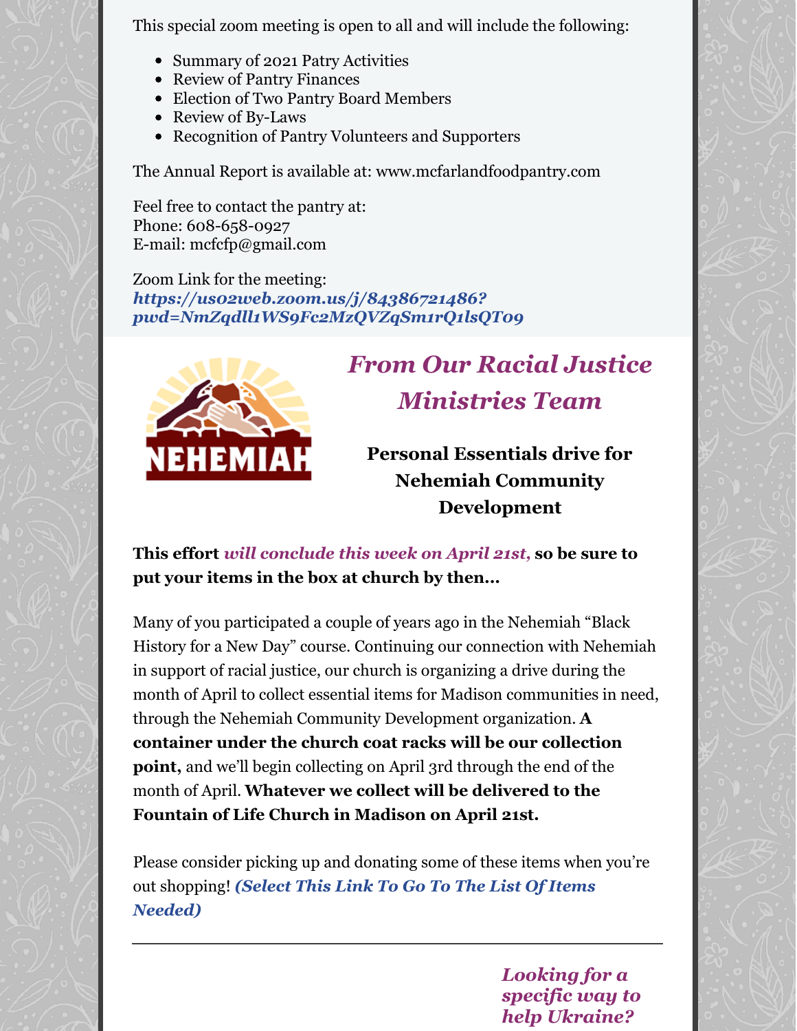This special zoom meeting is open to all and will include the following:

- Summary of 2021 Patry Activities
- Review of Pantry Finances
- Election of Two Pantry Board Members
- Review of By-Laws
- Recognition of Pantry Volunteers and Supporters

The Annual Report is available at: www.mcfarlandfoodpantry.com

Feel free to contact the pantry at:
Phone: 608-658-0927
E-mail: mcfcfp@gmail.com

Zoom Link for the meeting:
***https://us02web.zoom.us/j/84386721486?pwd=NmZqdll1WS9Fc2MzQVZqSm1rQ1lsQT09***

NEHEMIAH

## *From Our Racial Justice Ministries Team*

**Personal Essentials drive for Nehemiah Community Development**

**This effort *will conclude this week on April 21st,* so be sure to put your items in the box at church by then...**

Many of you participated a couple of years ago in the Nehemiah "Black History for a New Day" course. Continuing our connection with Nehemiah in support of racial justice, our church is organizing a drive during the month of April to collect essential items for Madison communities in need, through the Nehemiah Community Development organization. **A container under the church coat racks will be our collection point,** and we'll begin collecting on April 3rd through the end of the month of April. **Whatever we collect will be delivered to the Fountain of Life Church in Madison on April 21st.**

Please consider picking up and donating some of these items when you're out shopping! ***(Select This Link To Go To The List Of Items Needed)***

---

***Looking for a specific way to help Ukraine?***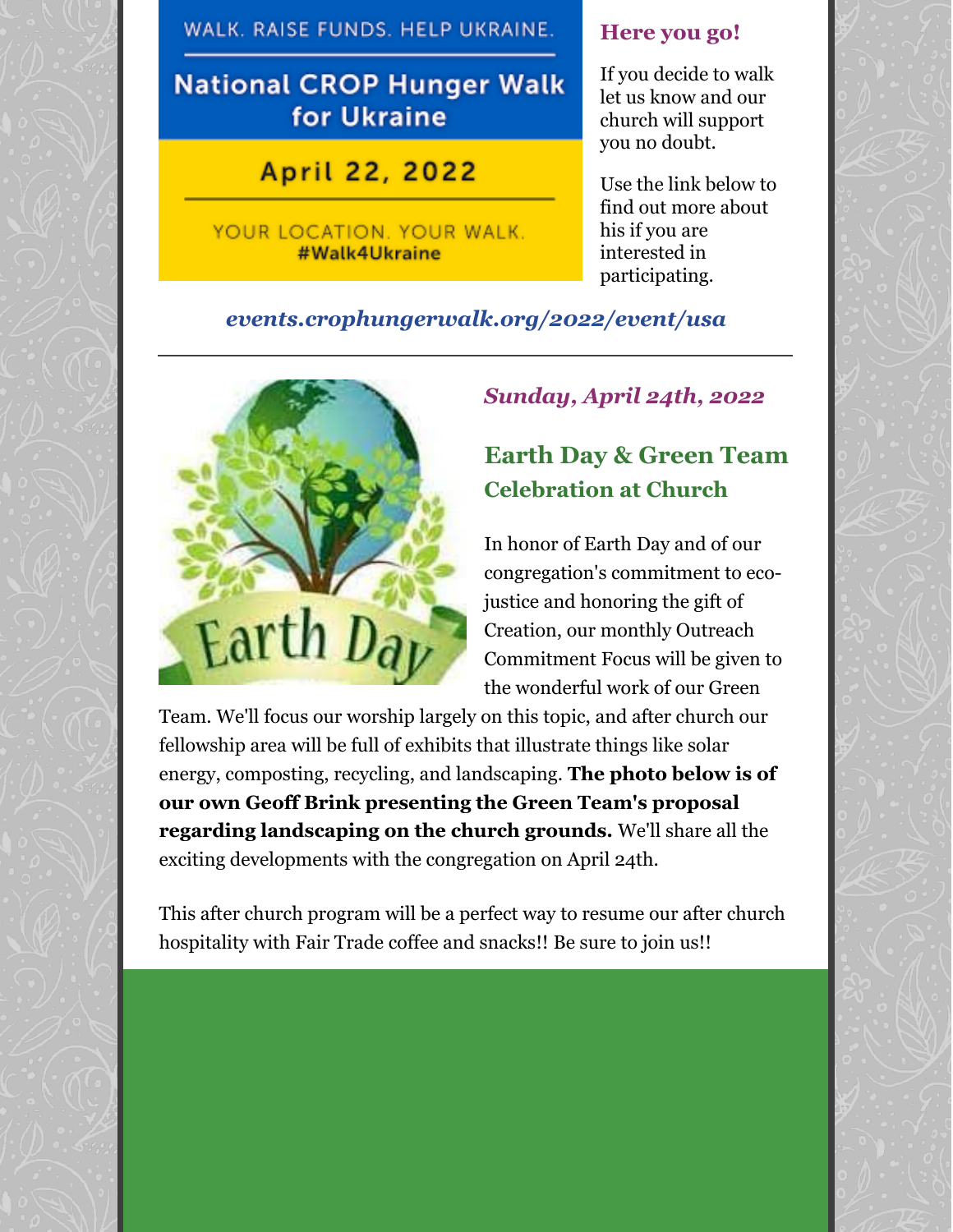WALK. RAISE FUNDS. HELP UKRAINE.

**National CROP Hunger Walk for Ukraine**

**April 22, 2022**

YOUR LOCATION. YOUR WALK.
**#Walk4Ukraine**

### Here you go!

If you decide to walk let us know and our church will support you no doubt.

Use the link below to find out more about his if you are interested in participating.

***events.crophungerwalk.org/2022/event/usa***

---

Earth Day

***Sunday, April 24th, 2022***

## Earth Day & Green Team Celebration at Church

In honor of Earth Day and of our congregation's commitment to eco-justice and honoring the gift of Creation, our monthly Outreach Commitment Focus will be given to the wonderful work of our Green Team. We'll focus our worship largely on this topic, and after church our fellowship area will be full of exhibits that illustrate things like solar energy, composting, recycling, and landscaping. **The photo below is of our own Geoff Brink presenting the Green Team's proposal regarding landscaping on the church grounds.** We'll share all the exciting developments with the congregation on April 24th.

This after church program will be a perfect way to resume our after church hospitality with Fair Trade coffee and snacks!! Be sure to join us!!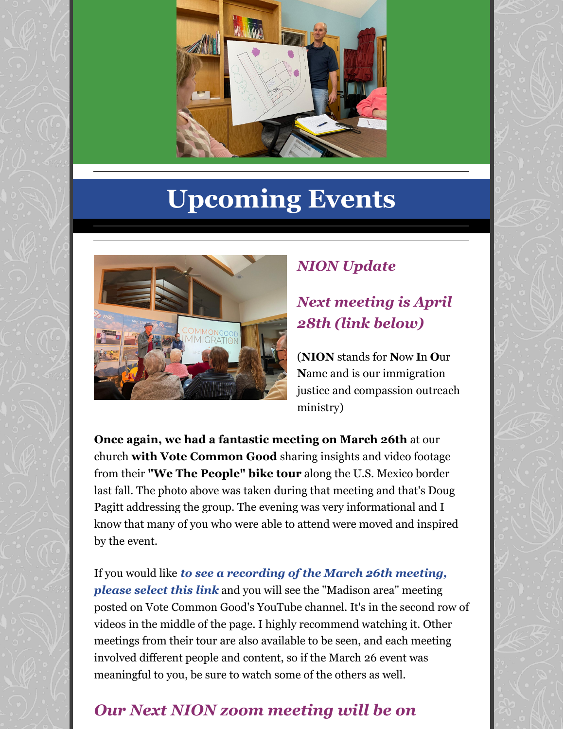# Upcoming Events

### *NION Update*

### *Next meeting is April 28th (link below)*

(**NION** stands for **N**ow **I**n **O**ur **N**ame and is our immigration justice and compassion outreach ministry)

**Once again, we had a fantastic meeting on March 26th** at our church **with Vote Common Good** sharing insights and video footage from their **"We The People" bike tour** along the U.S. Mexico border last fall. The photo above was taken during that meeting and that's Doug Pagitt addressing the group. The evening was very informational and I know that many of you who were able to attend were moved and inspired by the event.

If you would like ***to see a recording of the March 26th meeting, please select this link*** and you will see the "Madison area" meeting posted on Vote Common Good's YouTube channel. It's in the second row of videos in the middle of the page. I highly recommend watching it. Other meetings from their tour are also available to be seen, and each meeting involved different people and content, so if the March 26 event was meaningful to you, be sure to watch some of the others as well.

### *Our Next NION zoom meeting will be on*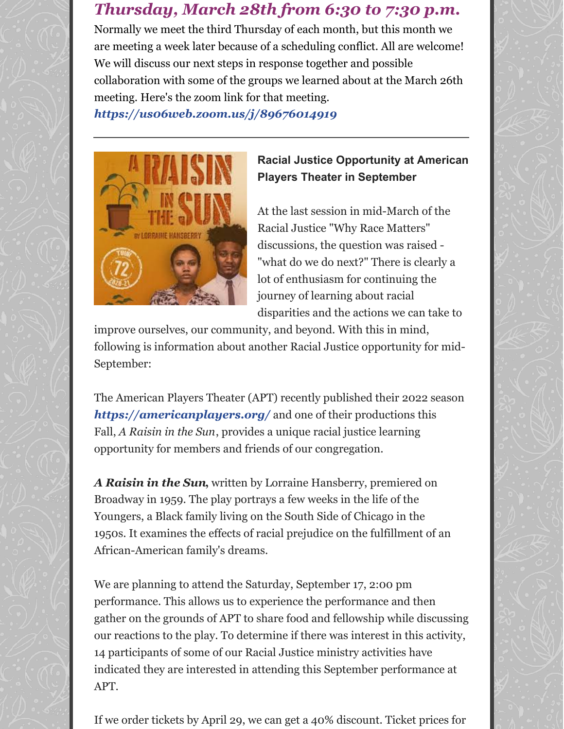## *Thursday, March 28th from 6:30 to 7:30 p.m.*

Normally we meet the third Thursday of each month, but this month we are meeting a week later because of a scheduling conflict. All are welcome! We will discuss our next steps in response together and possible collaboration with some of the groups we learned about at the March 26th meeting. Here's the zoom link for that meeting.
***https://us06web.zoom.us/j/89676014919***

---

### Racial Justice Opportunity at American Players Theater in September

At the last session in mid-March of the Racial Justice "Why Race Matters" discussions, the question was raised - "what do we do next?" There is clearly a lot of enthusiasm for continuing the journey of learning about racial disparities and the actions we can take to improve ourselves, our community, and beyond. With this in mind, following is information about another Racial Justice opportunity for mid-September:

The American Players Theater (APT) recently published their 2022 season ***https://americanplayers.org/*** and one of their productions this Fall, *A Raisin in the Sun*, provides a unique racial justice learning opportunity for members and friends of our congregation.

***A Raisin in the Sun,*** written by Lorraine Hansberry, premiered on Broadway in 1959. The play portrays a few weeks in the life of the Youngers, a Black family living on the South Side of Chicago in the 1950s. It examines the effects of racial prejudice on the fulfillment of an African-American family's dreams.

We are planning to attend the Saturday, September 17, 2:00 pm performance. This allows us to experience the performance and then gather on the grounds of APT to share food and fellowship while discussing our reactions to the play. To determine if there was interest in this activity, 14 participants of some of our Racial Justice ministry activities have indicated they are interested in attending this September performance at APT.

If we order tickets by April 29, we can get a 40% discount. Ticket prices for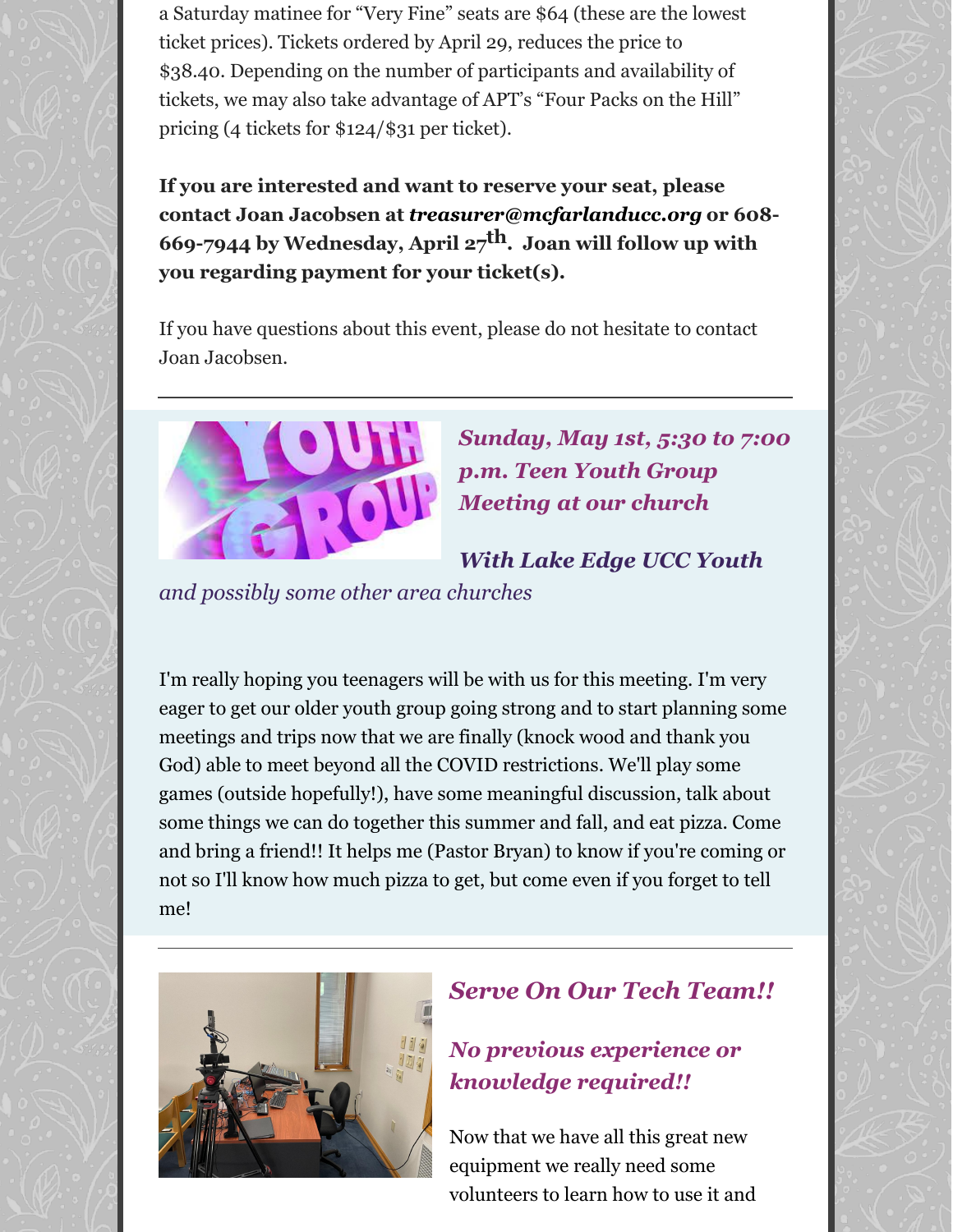a Saturday matinee for "Very Fine" seats are $64 (these are the lowest ticket prices). Tickets ordered by April 29, reduces the price to $38.40. Depending on the number of participants and availability of tickets, we may also take advantage of APT's "Four Packs on the Hill" pricing (4 tickets for $124/$31 per ticket).

**If you are interested and want to reserve your seat, please contact Joan Jacobsen at *treasurer@mcfarlanducc.org* or 608-669-7944 by Wednesday, April 27th. Joan will follow up with you regarding payment for your ticket(s).**

If you have questions about this event, please do not hesitate to contact Joan Jacobsen.

---

### *Sunday, May 1st, 5:30 to 7:00 p.m. Teen Youth Group Meeting at our church*

***With Lake Edge UCC Youth*** *and possibly some other area churches*

I'm really hoping you teenagers will be with us for this meeting. I'm very eager to get our older youth group going strong and to start planning some meetings and trips now that we are finally (knock wood and thank you God) able to meet beyond all the COVID restrictions. We'll play some games (outside hopefully!), have some meaningful discussion, talk about some things we can do together this summer and fall, and eat pizza. Come and bring a friend!! It helps me (Pastor Bryan) to know if you're coming or not so I'll know how much pizza to get, but come even if you forget to tell me!

---

### *Serve On Our Tech Team!!*

### *No previous experience or knowledge required!!*

Now that we have all this great new equipment we really need some volunteers to learn how to use it and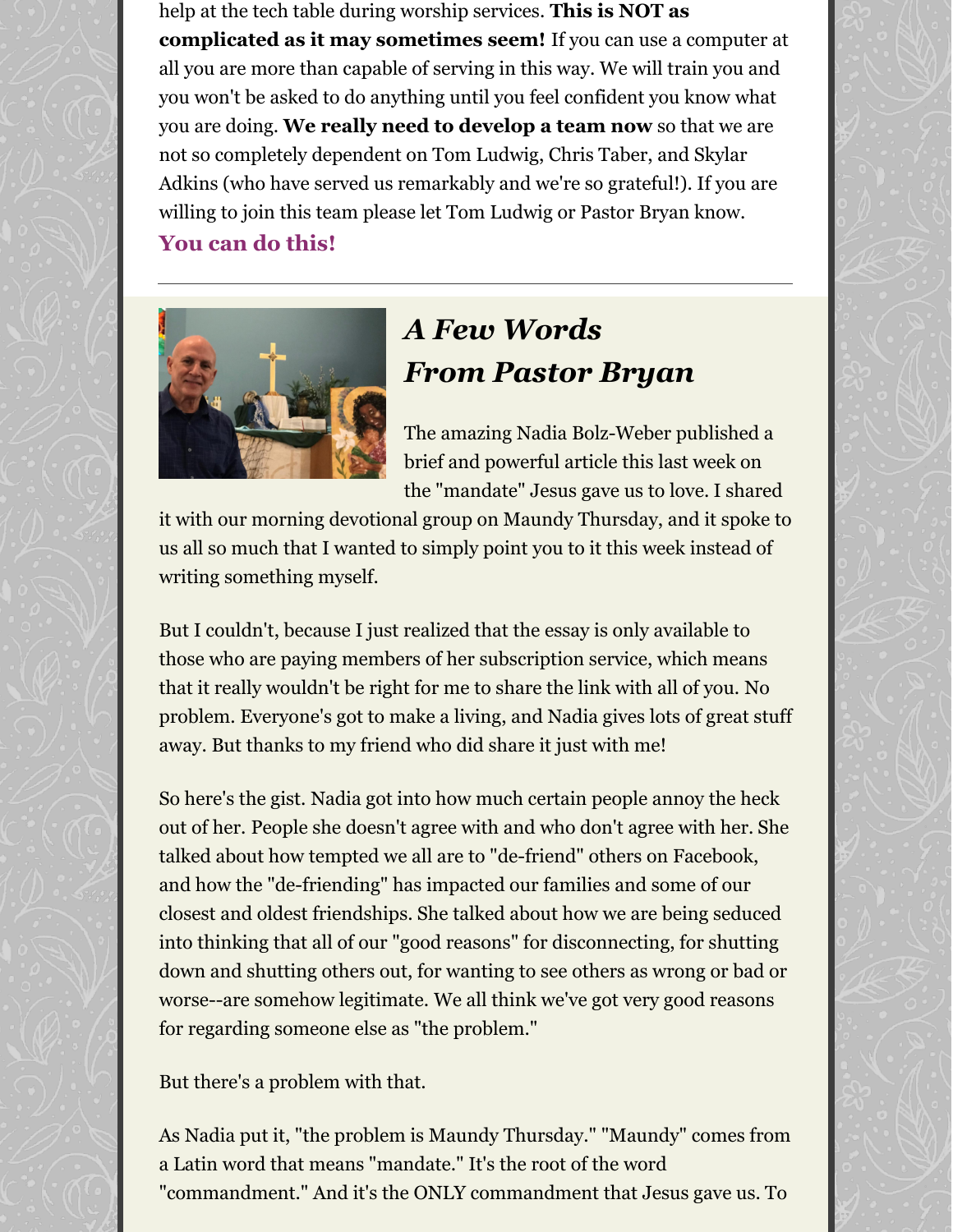help at the tech table during worship services. **This is NOT as complicated as it may sometimes seem!** If you can use a computer at all you are more than capable of serving in this way. We will train you and you won't be asked to do anything until you feel confident you know what you are doing. **We really need to develop a team now** so that we are not so completely dependent on Tom Ludwig, Chris Taber, and Skylar Adkins (who have served us remarkably and we're so grateful!). If you are willing to join this team please let Tom Ludwig or Pastor Bryan know.

**You can do this!**

---

## *A Few Words From Pastor Bryan*

The amazing Nadia Bolz-Weber published a brief and powerful article this last week on the "mandate" Jesus gave us to love. I shared it with our morning devotional group on Maundy Thursday, and it spoke to us all so much that I wanted to simply point you to it this week instead of writing something myself.

But I couldn't, because I just realized that the essay is only available to those who are paying members of her subscription service, which means that it really wouldn't be right for me to share the link with all of you. No problem. Everyone's got to make a living, and Nadia gives lots of great stuff away. But thanks to my friend who did share it just with me!

So here's the gist. Nadia got into how much certain people annoy the heck out of her. People she doesn't agree with and who don't agree with her. She talked about how tempted we all are to "de-friend" others on Facebook, and how the "de-friending" has impacted our families and some of our closest and oldest friendships. She talked about how we are being seduced into thinking that all of our "good reasons" for disconnecting, for shutting down and shutting others out, for wanting to see others as wrong or bad or worse--are somehow legitimate. We all think we've got very good reasons for regarding someone else as "the problem."

But there's a problem with that.

As Nadia put it, "the problem is Maundy Thursday." "Maundy" comes from a Latin word that means "mandate." It's the root of the word "commandment." And it's the ONLY commandment that Jesus gave us. To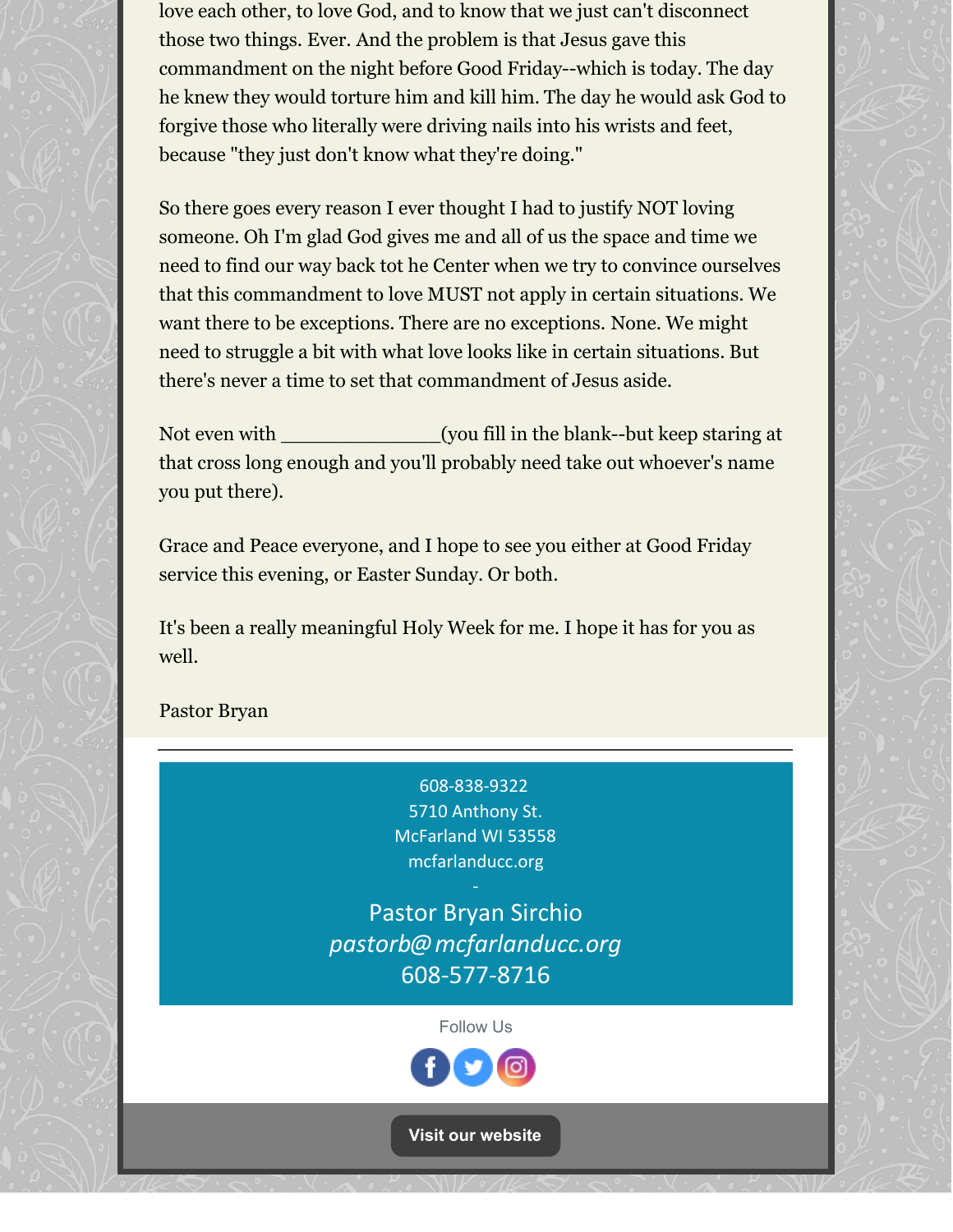love each other, to love God, and to know that we just can't disconnect those two things. Ever. And the problem is that Jesus gave this commandment on the night before Good Friday--which is today. The day he knew they would torture him and kill him. The day he would ask God to forgive those who literally were driving nails into his wrists and feet, because "they just don't know what they're doing."

So there goes every reason I ever thought I had to justify NOT loving someone. Oh I'm glad God gives me and all of us the space and time we need to find our way back tot he Center when we try to convince ourselves that this commandment to love MUST not apply in certain situations. We want there to be exceptions. There are no exceptions. None. We might need to struggle a bit with what love looks like in certain situations. But there's never a time to set that commandment of Jesus aside.

Not even with ______________(you fill in the blank--but keep staring at that cross long enough and you'll probably need take out whoever's name you put there).

Grace and Peace everyone, and I hope to see you either at Good Friday service this evening, or Easter Sunday. Or both.

It's been a really meaningful Holy Week for me. I hope it has for you as well.

Pastor Bryan

---

608-838-9322
5710 Anthony St.
McFarland WI 53558
mcfarlanducc.org

-

Pastor Bryan Sirchio
*pastorb@mcfarlanducc.org*
608-577-8716

Follow Us

Visit our website